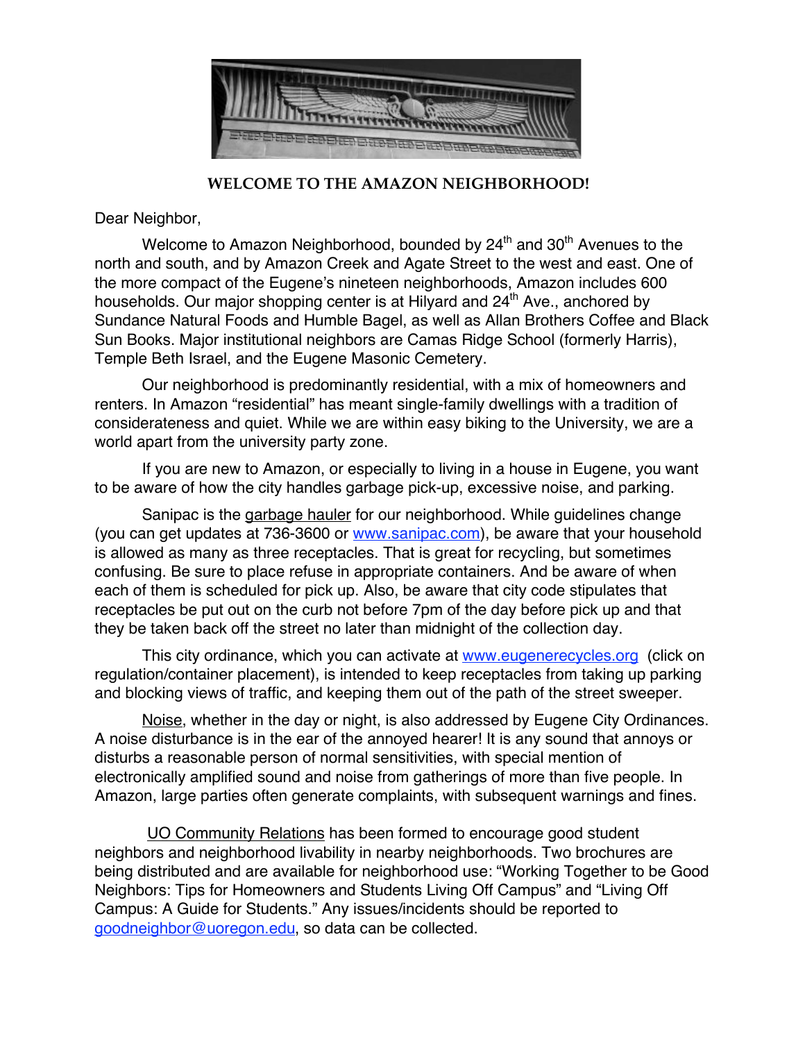# WELCOME TO THE AMAZON NEIGHBORHOOD!

Dear Neighbor,

Welcome to Amazon Neighborhood, bounded by 24th and 30th Avenues to the north and south, and by Amazon Creek and Agate Street to the west and east. One of the more compact of the Eugene's nineteen neighborhoods, Amazon includes 600 households. Our major shopping center is at Hilyard and 24th Ave., anchored by Sundance Natural Foods and Humble Bagel, as well as Allan Brothers Coffee and Black Sun Books. Major institutional neighbors are Camas Ridge School (formerly Harris), Temple Beth Israel, and the Eugene Masonic Cemetery.

Our neighborhood is predominantly residential, with a mix of homeowners and renters. In Amazon "residential" has meant single-family dwellings with a tradition of considerateness and quiet. While we are within easy biking to the University, we are a world apart from the university party zone.

If you are new to Amazon, or especially to living in a house in Eugene, you want to be aware of how the city handles garbage pick-up, excessive noise, and parking.

Sanipac is the garbage hauler for our neighborhood. While guidelines change (you can get updates at 736-3600 or www.sanipac.com), be aware that your household is allowed as many as three receptacles. That is great for recycling, but sometimes confusing. Be sure to place refuse in appropriate containers. And be aware of when each of them is scheduled for pick up. Also, be aware that city code stipulates that receptacles be put out on the curb not before 7pm of the day before pick up and that they be taken back off the street no later than midnight of the collection day.

This city ordinance, which you can activate at www.eugenerecycles.org (click on regulation/container placement), is intended to keep receptacles from taking up parking and blocking views of traffic, and keeping them out of the path of the street sweeper.

Noise, whether in the day or night, is also addressed by Eugene City Ordinances. A noise disturbance is in the ear of the annoyed hearer! It is any sound that annoys or disturbs a reasonable person of normal sensitivities, with special mention of electronically amplified sound and noise from gatherings of more than five people. In Amazon, large parties often generate complaints, with subsequent warnings and fines.

UO Community Relations has been formed to encourage good student neighbors and neighborhood livability in nearby neighborhoods. Two brochures are being distributed and are available for neighborhood use: "Working Together to be Good Neighbors: Tips for Homeowners and Students Living Off Campus" and "Living Off Campus: A Guide for Students." Any issues/incidents should be reported to goodneighbor@uoregon.edu, so data can be collected.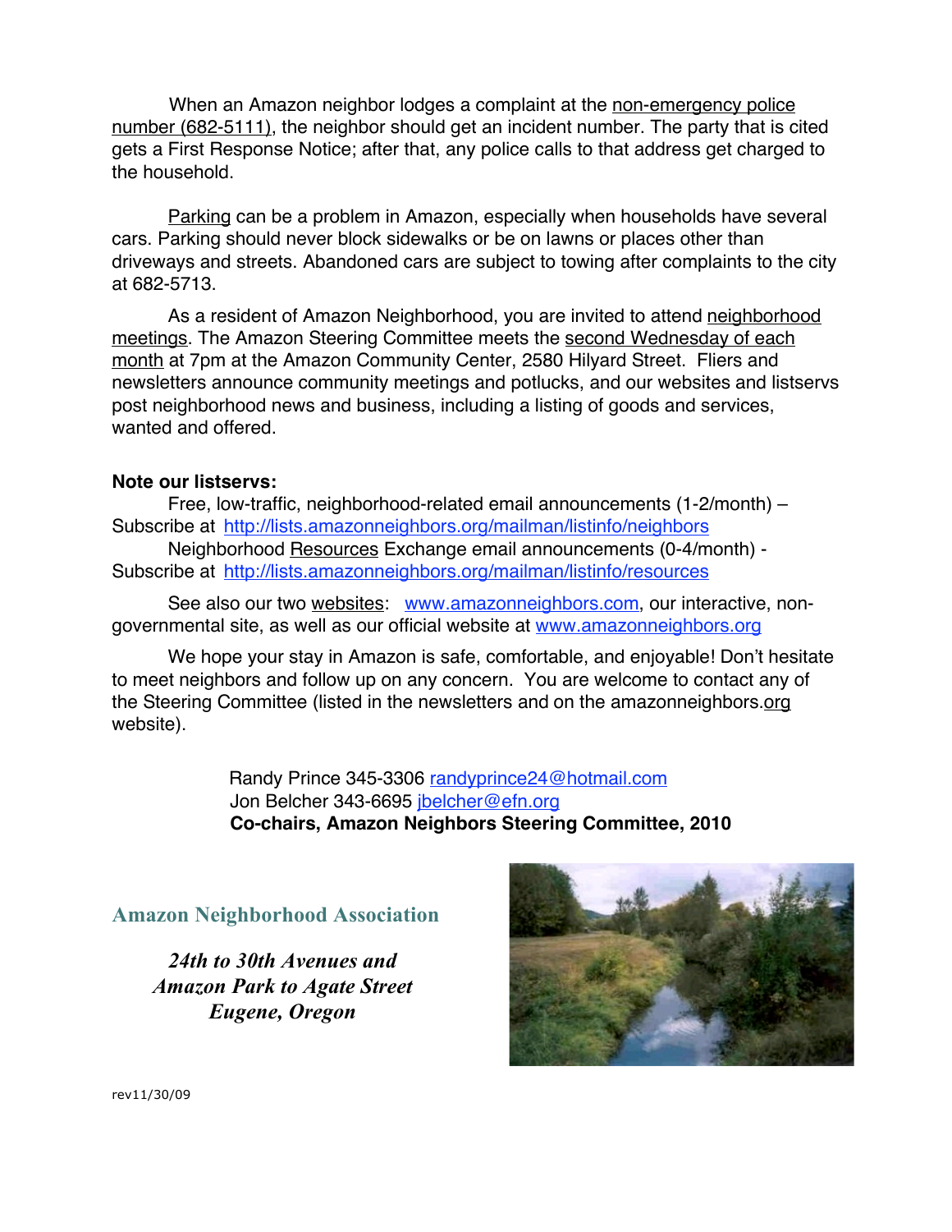When an Amazon neighbor lodges a complaint at the non-emergency police number (682-5111), the neighbor should get an incident number. The party that is cited gets a First Response Notice; after that, any police calls to that address get charged to the household.

Parking can be a problem in Amazon, especially when households have several cars. Parking should never block sidewalks or be on lawns or places other than driveways and streets. Abandoned cars are subject to towing after complaints to the city at 682-5713.

As a resident of Amazon Neighborhood, you are invited to attend neighborhood meetings. The Amazon Steering Committee meets the second Wednesday of each month at 7pm at the Amazon Community Center, 2580 Hilyard Street. Fliers and newsletters announce community meetings and potlucks, and our websites and listservs post neighborhood news and business, including a listing of goods and services, wanted and offered.

**Note our listservs:**

Free, low-traffic, neighborhood-related email announcements (1-2/month) – Subscribe at http://lists.amazonneighbors.org/mailman/listinfo/neighbors

Neighborhood Resources Exchange email announcements (0-4/month) - Subscribe at http://lists.amazonneighbors.org/mailman/listinfo/resources

See also our two websites: www.amazonneighbors.com, our interactive, non-governmental site, as well as our official website at www.amazonneighbors.org

We hope your stay in Amazon is safe, comfortable, and enjoyable! Don't hesitate to meet neighbors and follow up on any concern. You are welcome to contact any of the Steering Committee (listed in the newsletters and on the amazonneighbors.org website).

Randy Prince 345-3306 randyprince24@hotmail.com
Jon Belcher 343-6695 jbelcher@efn.org
**Co-chairs, Amazon Neighbors Steering Committee, 2010**

## Amazon Neighborhood Association

***24th to 30th Avenues and***
***Amazon Park to Agate Street***
***Eugene, Oregon***

rev11/30/09